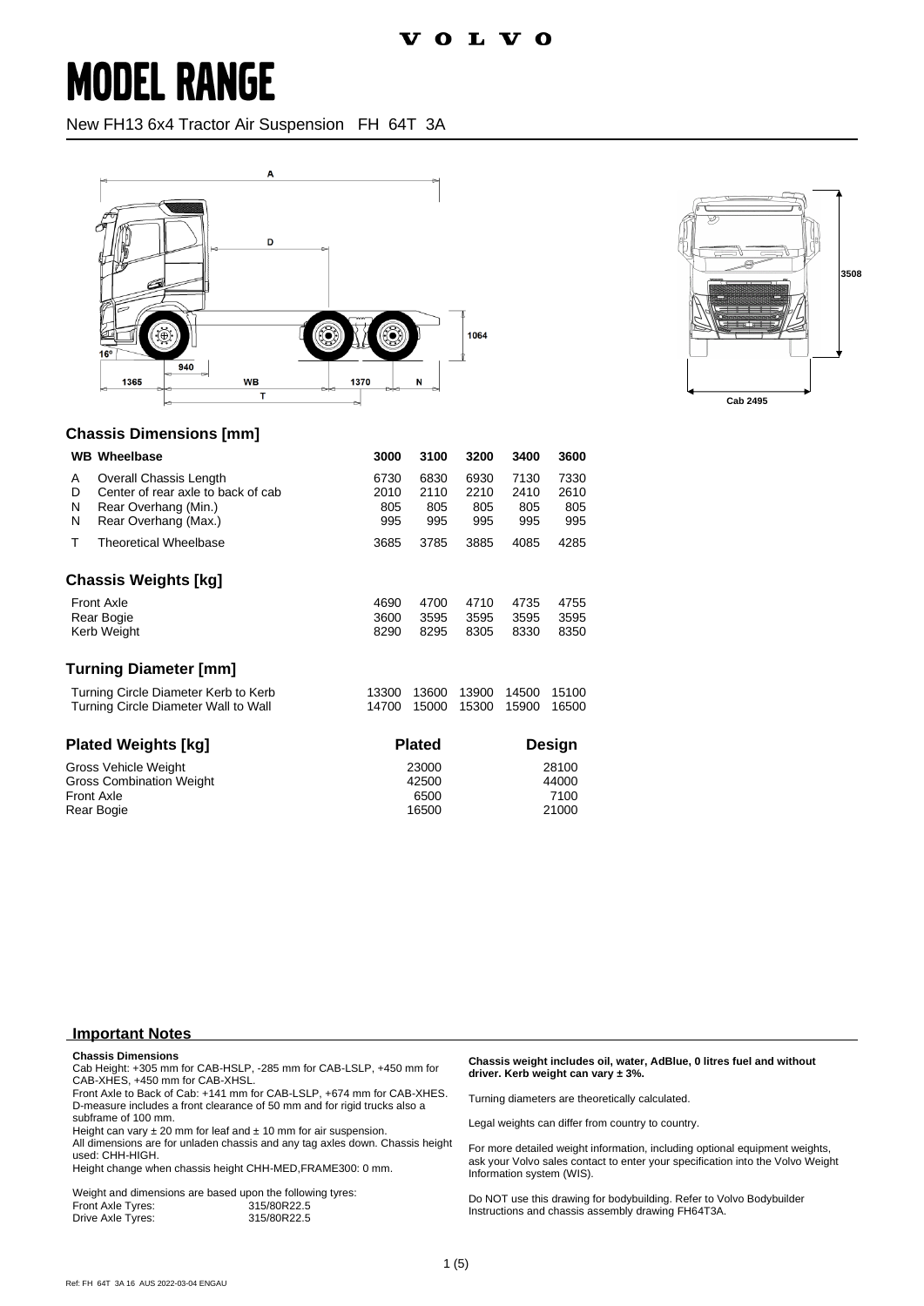VOLVO

# MODEL RANGE

New FH13 6x4 Tractor Air Suspension FH 64T 3A

## Chassis Dimensions [mm]

| | WB Wheelbase | 3000 | 3100 | 3200 | 3400 | 3600 |
|---|---|---|---|---|---|---|
| A | Overall Chassis Length | 6730 | 6830 | 6930 | 7130 | 7330 |
| D | Center of rear axle to back of cab | 2010 | 2110 | 2210 | 2410 | 2610 |
| N | Rear Overhang (Min.) | 805 | 805 | 805 | 805 | 805 |
| N | Rear Overhang (Max.) | 995 | 995 | 995 | 995 | 995 |
| T | Theoretical Wheelbase | 3685 | 3785 | 3885 | 4085 | 4285 |

## Chassis Weights [kg]

| | | | | | |
|---|---|---|---|---|---|
| Front Axle | 4690 | 4700 | 4710 | 4735 | 4755 |
| Rear Bogie | 3600 | 3595 | 3595 | 3595 | 3595 |
| Kerb Weight | 8290 | 8295 | 8305 | 8330 | 8350 |

## Turning Diameter [mm]

| | | | | | |
|---|---|---|---|---|---|
| Turning Circle Diameter Kerb to Kerb | 13300 | 13600 | 13900 | 14500 | 15100 |
| Turning Circle Diameter Wall to Wall | 14700 | 15000 | 15300 | 15900 | 16500 |

## Plated Weights [kg]

| | Plated | Design |
|---|---|---|
| Gross Vehicle Weight | 23000 | 28100 |
| Gross Combination Weight | 42500 | 44000 |
| Front Axle | 6500 | 7100 |
| Rear Bogie | 16500 | 21000 |

## Important Notes

**Chassis Dimensions**

Cab Height: +305 mm for CAB-HSLP, -285 mm for CAB-LSLP, +450 mm for CAB-XHES, +450 mm for CAB-XHSL.

Front Axle to Back of Cab: +141 mm for CAB-LSLP, +674 mm for CAB-XHES.

D-measure includes a front clearance of 50 mm and for rigid trucks also a subframe of 100 mm.

Height can vary ± 20 mm for leaf and ± 10 mm for air suspension.

All dimensions are for unladen chassis and any tag axles down. Chassis height used: CHH-HIGH.

Height change when chassis height CHH-MED,FRAME300: 0 mm.

Weight and dimensions are based upon the following tyres:

| | |
|---|---|
| Front Axle Tyres: | 315/80R22.5 |
| Drive Axle Tyres: | 315/80R22.5 |

**Chassis weight includes oil, water, AdBlue, 0 litres fuel and without driver. Kerb weight can vary ± 3%.**

Turning diameters are theoretically calculated.

Legal weights can differ from country to country.

For more detailed weight information, including optional equipment weights, ask your Volvo sales contact to enter your specification into the Volvo Weight Information system (WIS).

Do NOT use this drawing for bodybuilding. Refer to Volvo Bodybuilder Instructions and chassis assembly drawing FH64T3A.

Ref: FH 64T 3A 16 AUS 2022-03-04 ENGAU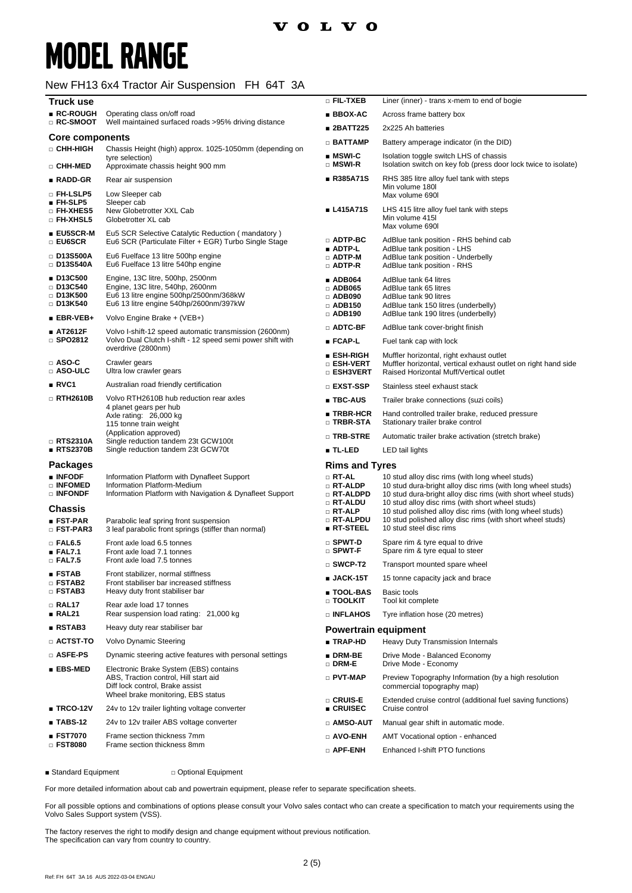# MODEL RANGE

## New FH13 6x4 Tractor Air Suspension FH 64T 3A

### Truck use

| | |
|---|---|
| ■ **RC-ROUGH** | Operating class on/off road |
| □ **RC-SMOOT** | Well maintained surfaced roads >95% driving distance |

### Core components

| | |
|---|---|
| □ **CHH-HIGH** | Chassis Height (high) approx. 1025-1050mm (depending on tyre selection) |
| □ **CHH-MED** | Approximate chassis height 900 mm |
| ■ **RADD-GR** | Rear air suspension |
| □ **FH-LSLP5** | Low Sleeper cab |
| ■ **FH-SLP5** | Sleeper cab |
| □ **FH-XHES5** | New Globetrotter XXL Cab |
| □ **FH-XHSL5** | Globetrotter XL cab |
| ■ **EU5SCR-M** | Eu5 SCR Selective Catalytic Reduction ( mandatory ) |
| □ **EU6SCR** | Eu6 SCR (Particulate Filter + EGR) Turbo Single Stage |
| □ **D13S500A** | Eu6 Fuelface 13 litre 500hp engine |
| □ **D13S540A** | Eu6 Fuelface 13 litre 540hp engine |
| ■ **D13C500** | Engine, 13C litre, 500hp, 2500nm |
| □ **D13C540** | Engine, 13C litre, 540hp, 2600nm |
| □ **D13K500** | Eu6 13 litre engine 500hp/2500nm/368kW |
| □ **D13K540** | Eu6 13 litre engine 540hp/2600nm/397kW |
| ■ **EBR-VEB+** | Volvo Engine Brake + (VEB+) |
| ■ **AT2612F** | Volvo I-shift-12 speed automatic transmission (2600nm) |
| □ **SPO2812** | Volvo Dual Clutch I-shift - 12 speed semi power shift with overdrive (2800nm) |
| □ **ASO-C** | Crawler gears |
| □ **ASO-ULC** | Ultra low crawler gears |
| ■ **RVC1** | Australian road friendly certification |
| □ **RTH2610B** | Volvo RTH2610B hub reduction rear axles<br>4 planet gears per hub<br>Axle rating: 26,000 kg<br>115 tonne train weight<br>(Application approved) |
| □ **RTS2310A** | Single reduction tandem 23t GCW100t |
| ■ **RTS2370B** | Single reduction tandem 23t GCW70t |

### Packages

| | |
|---|---|
| ■ **INFODF** | Information Platform with Dynafleet Support |
| □ **INFOMED** | Information Platform-Medium |
| □ **INFONDF** | Information Platform with Navigation & Dynafleet Support |

### Chassis

| | |
|---|---|
| ■ **FST-PAR** | Parabolic leaf spring front suspension |
| □ **FST-PAR3** | 3 leaf parabolic front springs (stiffer than normal) |
| □ **FAL6.5** | Front axle load 6.5 tonnes |
| ■ **FAL7.1** | Front axle load 7.1 tonnes |
| □ **FAL7.5** | Front axle load 7.5 tonnes |
| ■ **FSTAB** | Front stabilizer, normal stiffness |
| □ **FSTAB2** | Front stabiliser bar increased stiffness |
| □ **FSTAB3** | Heavy duty front stabiliser bar |
| □ **RAL17** | Rear axle load 17 tonnes |
| ■ **RAL21** | Rear suspension load rating: 21,000 kg |
| ■ **RSTAB3** | Heavy duty rear stabiliser bar |
| □ **ACTST-TO** | Volvo Dynamic Steering |
| □ **ASFE-PS** | Dynamic steering active features with personal settings |
| ■ **EBS-MED** | Electronic Brake System (EBS) contains<br>ABS, Traction control, Hill start aid<br>Diff lock control, Brake assist<br>Wheel brake monitoring, EBS status |
| ■ **TRCO-12V** | 24v to 12v trailer lighting voltage converter |
| ■ **TABS-12** | 24v to 12v trailer ABS voltage converter |
| ■ **FST7070** | Frame section thickness 7mm |
| □ **FST8080** | Frame section thickness 8mm |
| □ **FIL-TXEB** | Liner (inner) - trans x-mem to end of bogie |
| ■ **BBOX-AC** | Across frame battery box |
| ■ **2BATT225** | 2x225 Ah batteries |
| □ **BATTAMP** | Battery amperage indicator (in the DID) |
| ■ **MSWI-C** | Isolation toggle switch LHS of chassis |
| □ **MSWI-R** | Isolation switch on key fob (press door lock twice to isolate) |
| ■ **R385A71S** | RHS 385 litre alloy fuel tank with steps<br>Min volume 180l<br>Max volume 690l |
| ■ **L415A71S** | LHS 415 litre alloy fuel tank with steps<br>Min volume 415l<br>Max volume 690l |
| □ **ADTP-BC** | AdBlue tank position - RHS behind cab |
| ■ **ADTP-L** | AdBlue tank position - LHS |
| □ **ADTP-M** | AdBlue tank position - Underbelly |
| □ **ADTP-R** | AdBlue tank position - RHS |
| ■ **ADB064** | AdBlue tank 64 litres |
| □ **ADB065** | AdBlue tank 65 litres |
| □ **ADB090** | AdBlue tank 90 litres |
| □ **ADB150** | AdBlue tank 150 litres (underbelly) |
| □ **ADB190** | AdBlue tank 190 litres (underbelly) |
| □ **ADTC-BF** | AdBlue tank cover-bright finish |
| ■ **FCAP-L** | Fuel tank cap with lock |
| ■ **ESH-RIGH** | Muffler horizontal, right exhaust outlet |
| □ **ESH-VERT** | Muffler horizontal, vertical exhaust outlet on right hand side |
| □ **ESH3VERT** | Raised Horizontal Muff/Vertical outlet |
| □ **EXST-SSP** | Stainless steel exhaust stack |
| ■ **TBC-AUS** | Trailer brake connections (suzi coils) |
| ■ **TRBR-HCR** | Hand controlled trailer brake, reduced pressure |
| □ **TRBR-STA** | Stationary trailer brake control |
| □ **TRB-STRE** | Automatic trailer brake activation (stretch brake) |
| ■ **TL-LED** | LED tail lights |

### Rims and Tyres

| | |
|---|---|
| □ **RT-AL** | 10 stud alloy disc rims (with long wheel studs) |
| □ **RT-ALDP** | 10 stud dura-bright alloy disc rims (with long wheel studs) |
| □ **RT-ALDPD** | 10 stud dura-bright alloy disc rims (with short wheel studs) |
| □ **RT-ALDU** | 10 stud alloy disc rims (with short wheel studs) |
| □ **RT-ALP** | 10 stud polished alloy disc rims (with long wheel studs) |
| □ **RT-ALPDU** | 10 stud polished alloy disc rims (with short wheel studs) |
| ■ **RT-STEEL** | 10 stud steel disc rims |
| □ **SPWT-D** | Spare rim & tyre equal to drive |
| □ **SPWT-F** | Spare rim & tyre equal to steer |
| □ **SWCP-T2** | Transport mounted spare wheel |
| ■ **JACK-15T** | 15 tonne capacity jack and brace |
| ■ **TOOL-BAS** | Basic tools |
| □ **TOOLKIT** | Tool kit complete |
| □ **INFLAHOS** | Tyre inflation hose (20 metres) |

### Powertrain equipment

| | |
|---|---|
| ■ **TRAP-HD** | Heavy Duty Transmission Internals |
| ■ **DRM-BE** | Drive Mode - Balanced Economy |
| □ **DRM-E** | Drive Mode - Economy |
| □ **PVT-MAP** | Preview Topography Information (by a high resolution commercial topography map) |
| □ **CRUIS-E** | Extended cruise control (additional fuel saving functions) |
| ■ **CRUISEC** | Cruise control |
| □ **AMSO-AUT** | Manual gear shift in automatic mode. |
| □ **AVO-ENH** | AMT Vocational option - enhanced |
| □ **APF-ENH** | Enhanced I-shift PTO functions |

■ Standard Equipment □ Optional Equipment

For more detailed information about cab and powertrain equipment, please refer to separate specification sheets.

For all possible options and combinations of options please consult your Volvo sales contact who can create a specification to match your requirements using the Volvo Sales Support system (VSS).

The factory reserves the right to modify design and change equipment without previous notification.
The specification can vary from country to country.

Ref: FH 64T 3A 16 AUS 2022-03-04 ENGAU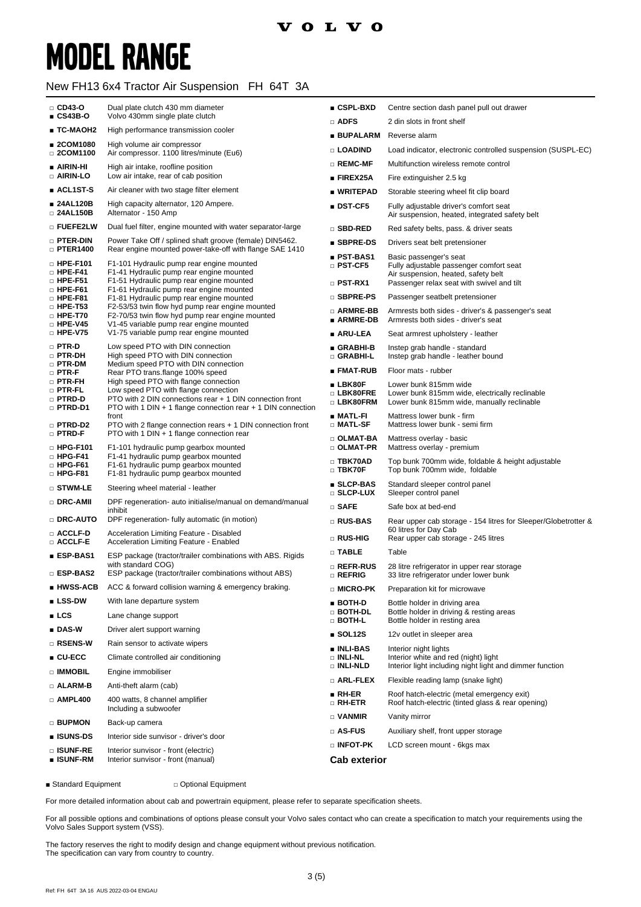# MODEL RANGE

## New FH13 6x4 Tractor Air Suspension FH 64T 3A

| Code | Description |
|---|---|
| □ CD43-O | Dual plate clutch 430 mm diameter |
| ■ CS43B-O | Volvo 430mm single plate clutch |
| ■ TC-MAOH2 | High performance transmission cooler |
| ■ 2COM1080 | High volume air compressor |
| □ 2COM1100 | Air compressor. 1100 litres/minute (Eu6) |
| ■ AIRIN-HI | High air intake, roofline position |
| □ AIRIN-LO | Low air intake, rear of cab position |
| ■ ACL1ST-S | Air cleaner with two stage filter element |
| ■ 24AL120B | High capacity alternator, 120 Ampere. |
| □ 24AL150B | Alternator - 150 Amp |
| □ FUEFE2LW | Dual fuel filter, engine mounted with water separator-large |
| □ PTER-DIN | Power Take Off / splined shaft groove (female) DIN5462. |
| □ PTER1400 | Rear engine mounted power-take-off with flange SAE 1410 |
| □ HPE-F101 | F1-101 Hydraulic pump rear engine mounted |
| □ HPE-F41 | F1-41 Hydraulic pump rear engine mounted |
| □ HPE-F51 | F1-51 Hydraulic pump rear engine mounted |
| □ HPE-F61 | F1-61 Hydraulic pump rear engine mounted |
| □ HPE-F81 | F1-81 Hydraulic pump rear engine mounted |
| □ HPE-T53 | F2-53/53 twin flow hyd pump rear engine mounted |
| □ HPE-T70 | F2-70/53 twin flow hyd pump rear engine mounted |
| □ HPE-V45 | V1-45 variable pump rear engine mounted |
| □ HPE-V75 | V1-75 variable pump rear engine mounted |
| □ PTR-D | Low speed PTO with DIN connection |
| □ PTR-DH | High speed PTO with DIN connection |
| □ PTR-DM | Medium speed PTO with DIN connection |
| □ PTR-F | Rear PTO trans.flange 100% speed |
| □ PTR-FH | High speed PTO with flange connection |
| □ PTR-FL | Low speed PTO with flange connection |
| □ PTRD-D | PTO with 2 DIN connections rear + 1 DIN connection front |
| □ PTRD-D1 | PTO with 1 DIN + 1 flange connection rear + 1 DIN connection front |
| □ PTRD-D2 | PTO with 2 flange connection rears + 1 DIN connection front |
| □ PTRD-F | PTO with 1 DIN + 1 flange connection rear |
| □ HPG-F101 | F1-101 hydraulic pump gearbox mounted |
| □ HPG-F41 | F1-41 hydraulic pump gearbox mounted |
| □ HPG-F61 | F1-61 hydraulic pump gearbox mounted |
| □ HPG-F81 | F1-81 hydraulic pump gearbox mounted |
| □ STWM-LE | Steering wheel material - leather |
| □ DRC-AMII | DPF regeneration- auto initialise/manual on demand/manual inhibit |
| □ DRC-AUTO | DPF regeneration- fully automatic (in motion) |
| □ ACCLF-D | Acceleration Limiting Feature - Disabled |
| □ ACCLF-E | Acceleration Limiting Feature - Enabled |
| ■ ESP-BAS1 | ESP package (tractor/trailer combinations with ABS. Rigids with standard COG) |
| □ ESP-BAS2 | ESP package (tractor/trailer combinations without ABS) |
| ■ HWSS-ACB | ACC & forward collision warning & emergency braking. |
| ■ LSS-DW | With lane departure system |
| ■ LCS | Lane change support |
| ■ DAS-W | Driver alert support warning |
| □ RSENS-W | Rain sensor to activate wipers |
| ■ CU-ECC | Climate controlled air conditioning |
| □ IMMOBIL | Engine immobiliser |
| □ ALARM-B | Anti-theft alarm (cab) |
| □ AMPL400 | 400 watts, 8 channel amplifier Including a subwoofer |
| □ BUPMON | Back-up camera |
| ■ ISUNS-DS | Interior side sunvisor - driver's door |
| □ ISUNF-RE | Interior sunvisor - front (electric) |
| ■ ISUNF-RM | Interior sunvisor - front (manual) |
| ■ CSPL-BXD | Centre section dash panel pull out drawer |
| □ ADFS | 2 din slots in front shelf |
| ■ BUPALARM | Reverse alarm |
| □ LOADIND | Load indicator, electronic controlled suspension (SUSPL-EC) |
| □ REMC-MF | Multifunction wireless remote control |
| ■ FIREX25A | Fire extinguisher 2.5 kg |
| ■ WRITEPAD | Storable steering wheel fit clip board |
| ■ DST-CF5 | Fully adjustable driver's comfort seat Air suspension, heated, integrated safety belt |
| □ SBD-RED | Red safety belts, pass. & driver seats |
| ■ SBPRE-DS | Drivers seat belt pretensioner |
| ■ PST-BAS1 | Basic passenger's seat |
| □ PST-CF5 | Fully adjustable passenger comfort seat Air suspension, heated, safety belt |
| □ PST-RX1 | Passenger relax seat with swivel and tilt |
| □ SBPRE-PS | Passenger seatbelt pretensioner |
| □ ARMRE-BB | Armrests both sides - driver's & passenger's seat |
| ■ ARMRE-DB | Armrests both sides - driver's seat |
| ■ ARU-LEA | Seat armrest upholstery - leather |
| ■ GRABHI-B | Instep grab handle - standard |
| □ GRABHI-L | Instep grab handle - leather bound |
| ■ FMAT-RUB | Floor mats - rubber |
| ■ LBK80F | Lower bunk 815mm wide |
| □ LBK80FRE | Lower bunk 815mm wide, electrically reclinable |
| □ LBK80FRM | Lower bunk 815mm wide, manually reclinable |
| ■ MATL-FI | Mattress lower bunk - firm |
| □ MATL-SF | Mattress lower bunk - semi firm |
| □ OLMAT-BA | Mattress overlay - basic |
| □ OLMAT-PR | Mattress overlay - premium |
| □ TBK70AD | Top bunk 700mm wide, foldable & height adjustable |
| □ TBK70F | Top bunk 700mm wide, foldable |
| ■ SLCP-BAS | Standard sleeper control panel |
| □ SLCP-LUX | Sleeper control panel |
| □ SAFE | Safe box at bed-end |
| □ RUS-BAS | Rear upper cab storage - 154 litres for Sleeper/Globetrotter & 60 litres for Day Cab |
| □ RUS-HIG | Rear upper cab storage - 245 litres |
| □ TABLE | Table |
| □ REFR-RUS | 28 litre refrigerator in upper rear storage |
| □ REFRIG | 33 litre refrigerator under lower bunk |
| □ MICRO-PK | Preparation kit for microwave |
| ■ BOTH-D | Bottle holder in driving area |
| □ BOTH-DL | Bottle holder in driving & resting areas |
| □ BOTH-L | Bottle holder in resting area |
| ■ SOL12S | 12v outlet in sleeper area |
| ■ INLI-BAS | Interior night lights |
| □ INLI-NL | Interior white and red (night) light |
| □ INLI-NLD | Interior light including night light and dimmer function |
| □ ARL-FLEX | Flexible reading lamp (snake light) |
| ■ RH-ER | Roof hatch-electric (metal emergency exit) |
| □ RH-ETR | Roof hatch-electric (tinted glass & rear opening) |
| □ VANMIR | Vanity mirror |
| □ AS-FUS | Auxiliary shelf, front upper storage |
| □ INFOT-PK | LCD screen mount - 6kgs max |

### Cab exterior

■ Standard Equipment □ Optional Equipment

For more detailed information about cab and powertrain equipment, please refer to separate specification sheets.

For all possible options and combinations of options please consult your Volvo sales contact who can create a specification to match your requirements using the Volvo Sales Support system (VSS).

The factory reserves the right to modify design and change equipment without previous notification.
The specification can vary from country to country.

Ref: FH 64T 3A 16 AUS 2022-03-04 ENGAU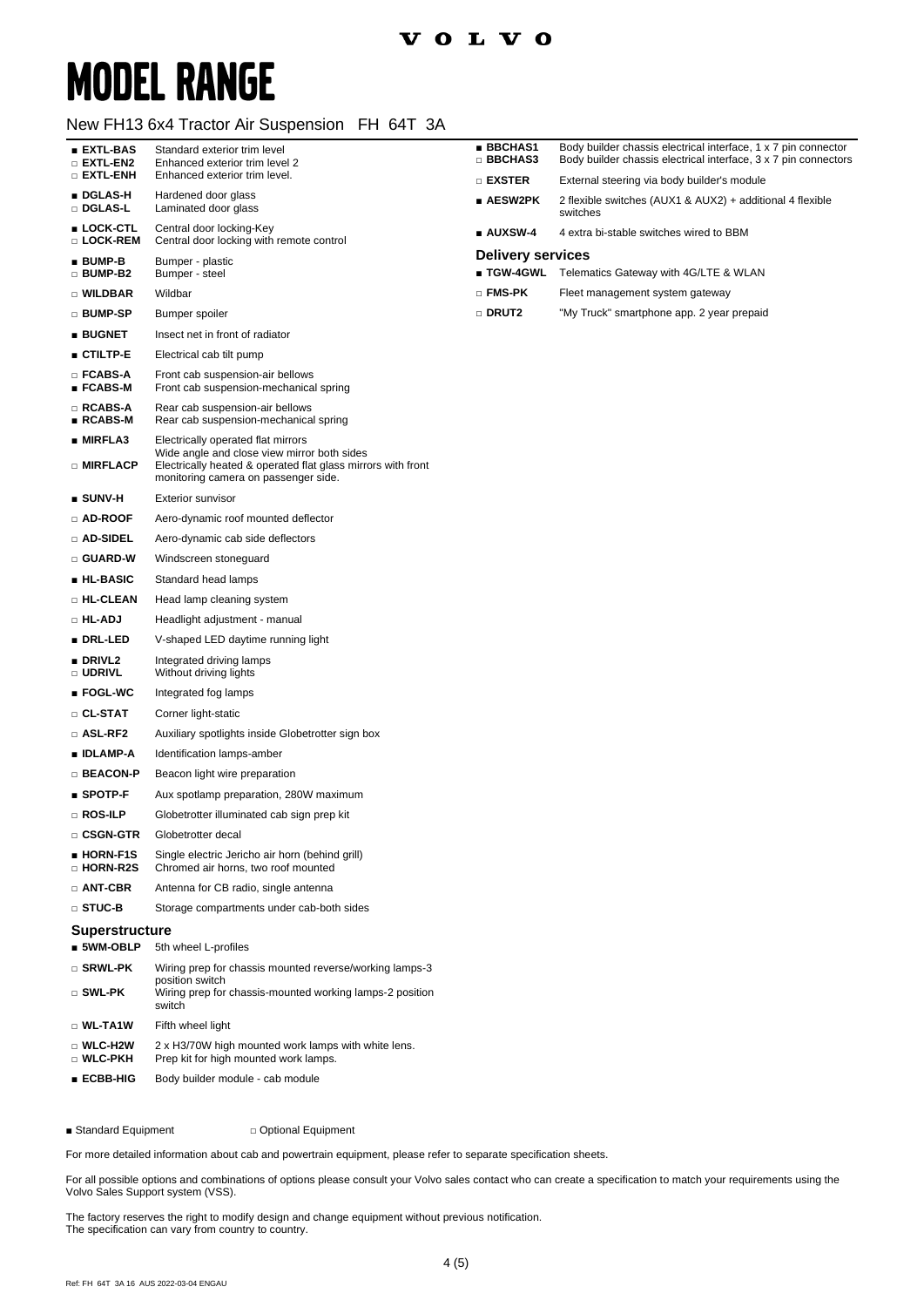# MODEL RANGE

New FH13 6x4 Tractor Air Suspension FH 64T 3A

| Code | Description |
|---|---|
| ■ **EXTL-BAS** | Standard exterior trim level |
| □ **EXTL-EN2** | Enhanced exterior trim level 2 |
| □ **EXTL-ENH** | Enhanced exterior trim level. |
| ■ **DGLAS-H** | Hardened door glass |
| □ **DGLAS-L** | Laminated door glass |
| ■ **LOCK-CTL** | Central door locking-Key |
| □ **LOCK-REM** | Central door locking with remote control |
| ■ **BUMP-B** | Bumper - plastic |
| □ **BUMP-B2** | Bumper - steel |
| □ **WILDBAR** | Wildbar |
| □ **BUMP-SP** | Bumper spoiler |
| ■ **BUGNET** | Insect net in front of radiator |
| ■ **CTILTP-E** | Electrical cab tilt pump |
| □ **FCABS-A** | Front cab suspension-air bellows |
| ■ **FCABS-M** | Front cab suspension-mechanical spring |
| □ **RCABS-A** | Rear cab suspension-air bellows |
| ■ **RCABS-M** | Rear cab suspension-mechanical spring |
| ■ **MIRFLA3** | Electrically operated flat mirrors Wide angle and close view mirror both sides |
| □ **MIRFLACP** | Electrically heated & operated flat glass mirrors with front monitoring camera on passenger side. |
| ■ **SUNV-H** | Exterior sunvisor |
| □ **AD-ROOF** | Aero-dynamic roof mounted deflector |
| □ **AD-SIDEL** | Aero-dynamic cab side deflectors |
| □ **GUARD-W** | Windscreen stoneguard |
| ■ **HL-BASIC** | Standard head lamps |
| □ **HL-CLEAN** | Head lamp cleaning system |
| □ **HL-ADJ** | Headlight adjustment - manual |
| ■ **DRL-LED** | V-shaped LED daytime running light |
| ■ **DRIVL2** | Integrated driving lamps |
| □ **UDRIVL** | Without driving lights |
| ■ **FOGL-WC** | Integrated fog lamps |
| □ **CL-STAT** | Corner light-static |
| □ **ASL-RF2** | Auxiliary spotlights inside Globetrotter sign box |
| ■ **IDLAMP-A** | Identification lamps-amber |
| □ **BEACON-P** | Beacon light wire preparation |
| ■ **SPOTP-F** | Aux spotlamp preparation, 280W maximum |
| □ **ROS-ILP** | Globetrotter illuminated cab sign prep kit |
| □ **CSGN-GTR** | Globetrotter decal |
| ■ **HORN-F1S** | Single electric Jericho air horn (behind grill) |
| □ **HORN-R2S** | Chromed air horns, two roof mounted |
| □ **ANT-CBR** | Antenna for CB radio, single antenna |
| □ **STUC-B** | Storage compartments under cab-both sides |

### Superstructure

| Code | Description |
|---|---|
| ■ **5WM-OBLP** | 5th wheel L-profiles |
| □ **SRWL-PK** | Wiring prep for chassis mounted reverse/working lamps-3 position switch |
| □ **SWL-PK** | Wiring prep for chassis-mounted working lamps-2 position switch |
| □ **WL-TA1W** | Fifth wheel light |
| □ **WLC-H2W** | 2 x H3/70W high mounted work lamps with white lens. |
| □ **WLC-PKH** | Prep kit for high mounted work lamps. |
| ■ **ECBB-HIG** | Body builder module - cab module |
| ■ **BBCHAS1** | Body builder chassis electrical interface, 1 x 7 pin connector |
| □ **BBCHAS3** | Body builder chassis electrical interface, 3 x 7 pin connectors |
| □ **EXSTER** | External steering via body builder's module |
| ■ **AESW2PK** | 2 flexible switches (AUX1 & AUX2) + additional 4 flexible switches |
| ■ **AUXSW-4** | 4 extra bi-stable switches wired to BBM |

### Delivery services

| Code | Description |
|---|---|
| ■ **TGW-4GWL** | Telematics Gateway with 4G/LTE & WLAN |
| □ **FMS-PK** | Fleet management system gateway |
| □ **DRUT2** | "My Truck" smartphone app. 2 year prepaid |

■ Standard Equipment □ Optional Equipment

For more detailed information about cab and powertrain equipment, please refer to separate specification sheets.

For all possible options and combinations of options please consult your Volvo sales contact who can create a specification to match your requirements using the Volvo Sales Support system (VSS).

The factory reserves the right to modify design and change equipment without previous notification.
The specification can vary from country to country.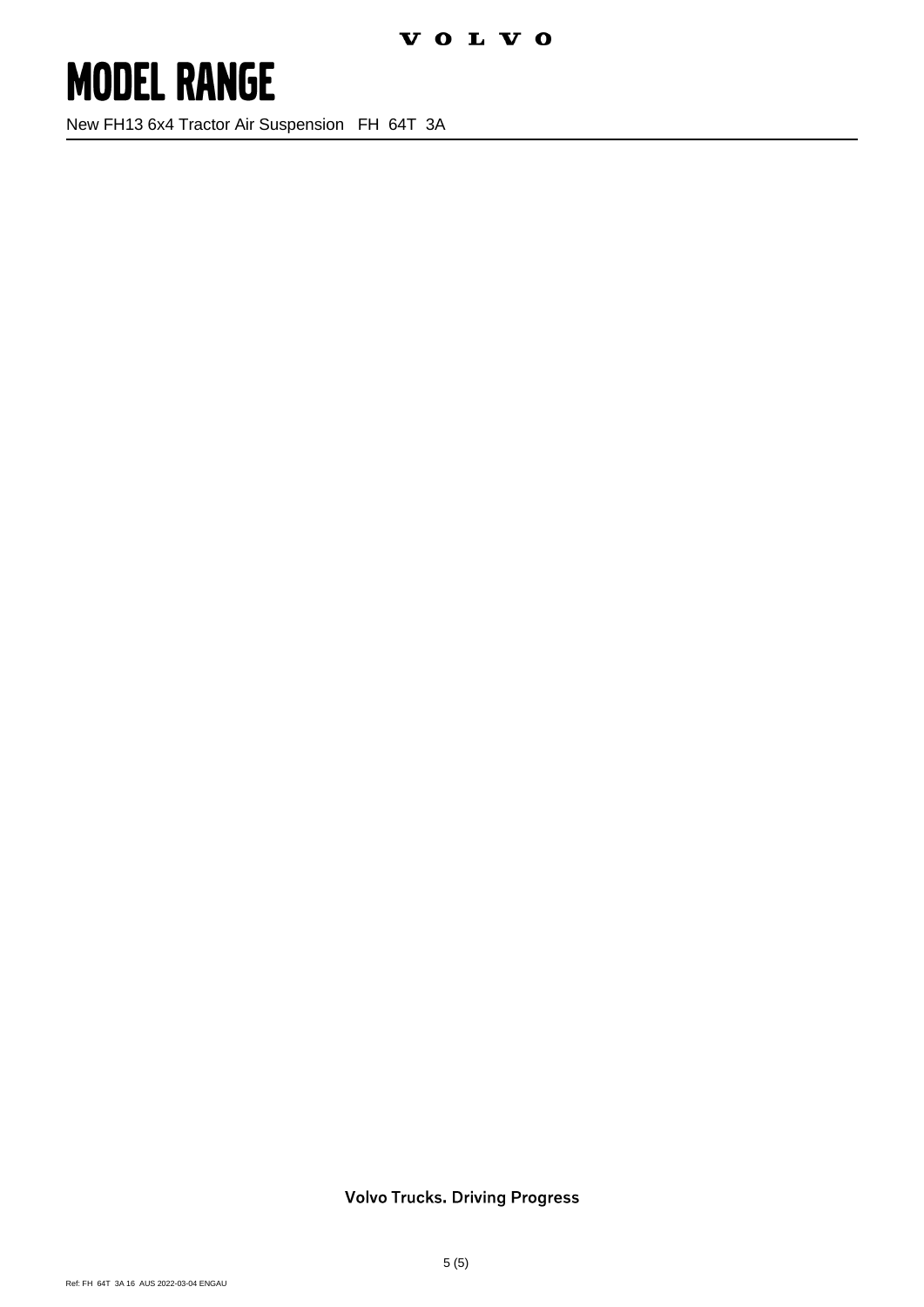# MODEL RANGE

New FH13 6x4 Tractor Air Suspension FH 64T 3A